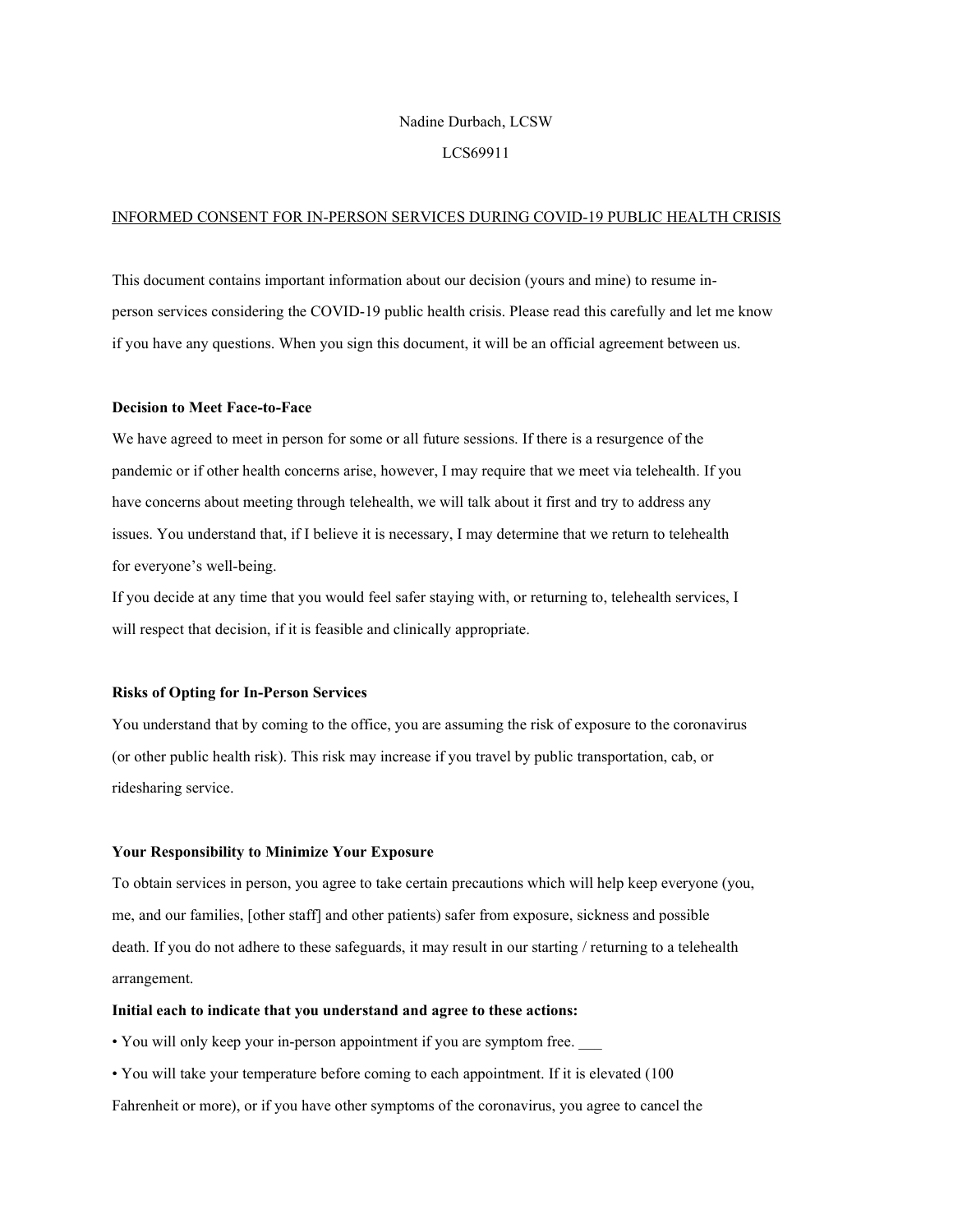Nadine Durbach, LCSW

LCS69911

INFORMED CONSENT FOR IN-PERSON SERVICES DURING COVID-19 PUBLIC HEALTH CRISIS

This document contains important information about our decision (yours and mine) to resume in-person services considering the COVID-19 public health crisis. Please read this carefully and let me know if you have any questions. When you sign this document, it will be an official agreement between us.

**Decision to Meet Face-to-Face**

We have agreed to meet in person for some or all future sessions. If there is a resurgence of the pandemic or if other health concerns arise, however, I may require that we meet via telehealth. If you have concerns about meeting through telehealth, we will talk about it first and try to address any issues. You understand that, if I believe it is necessary, I may determine that we return to telehealth for everyone's well-being.

If you decide at any time that you would feel safer staying with, or returning to, telehealth services, I will respect that decision, if it is feasible and clinically appropriate.

**Risks of Opting for In-Person Services**

You understand that by coming to the office, you are assuming the risk of exposure to the coronavirus (or other public health risk). This risk may increase if you travel by public transportation, cab, or ridesharing service.

**Your Responsibility to Minimize Your Exposure**

To obtain services in person, you agree to take certain precautions which will help keep everyone (you, me, and our families, [other staff] and other patients) safer from exposure, sickness and possible death. If you do not adhere to these safeguards, it may result in our starting / returning to a telehealth arrangement.

**Initial each to indicate that you understand and agree to these actions:**

- You will only keep your in-person appointment if you are symptom free. ___
- You will take your temperature before coming to each appointment. If it is elevated (100 Fahrenheit or more), or if you have other symptoms of the coronavirus, you agree to cancel the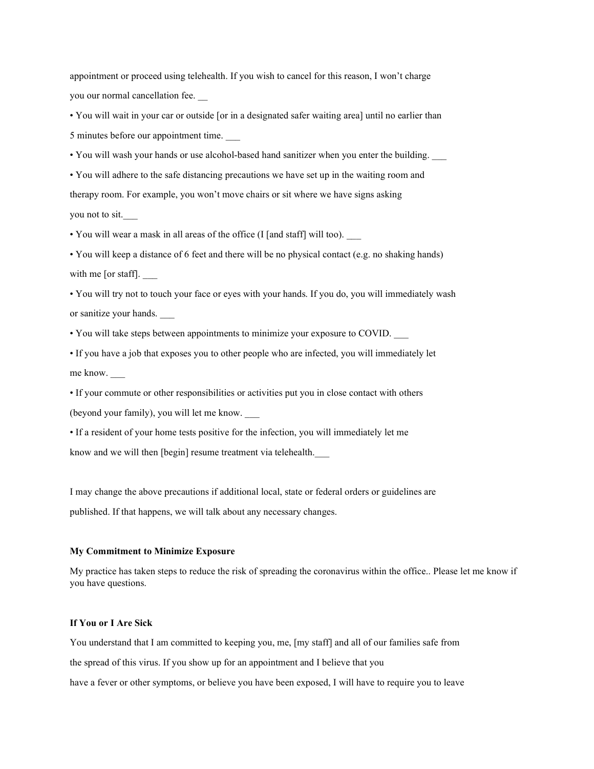appointment or proceed using telehealth. If you wish to cancel for this reason, I won't charge you our normal cancellation fee. __

- You will wait in your car or outside [or in a designated safer waiting area] until no earlier than 5 minutes before our appointment time. ___
- You will wash your hands or use alcohol-based hand sanitizer when you enter the building. ___
- You will adhere to the safe distancing precautions we have set up in the waiting room and therapy room. For example, you won't move chairs or sit where we have signs asking you not to sit.___
- You will wear a mask in all areas of the office (I [and staff] will too). ___
- You will keep a distance of 6 feet and there will be no physical contact (e.g. no shaking hands) with me [or staff]. ___
- You will try not to touch your face or eyes with your hands. If you do, you will immediately wash or sanitize your hands. ___
- You will take steps between appointments to minimize your exposure to COVID. ___
- If you have a job that exposes you to other people who are infected, you will immediately let me know. ___
- If your commute or other responsibilities or activities put you in close contact with others (beyond your family), you will let me know. ___
- If a resident of your home tests positive for the infection, you will immediately let me know and we will then [begin] resume treatment via telehealth.___

I may change the above precautions if additional local, state or federal orders or guidelines are published. If that happens, we will talk about any necessary changes.

**My Commitment to Minimize Exposure**

My practice has taken steps to reduce the risk of spreading the coronavirus within the office.. Please let me know if you have questions.

**If You or I Are Sick**

You understand that I am committed to keeping you, me, [my staff] and all of our families safe from the spread of this virus. If you show up for an appointment and I believe that you have a fever or other symptoms, or believe you have been exposed, I will have to require you to leave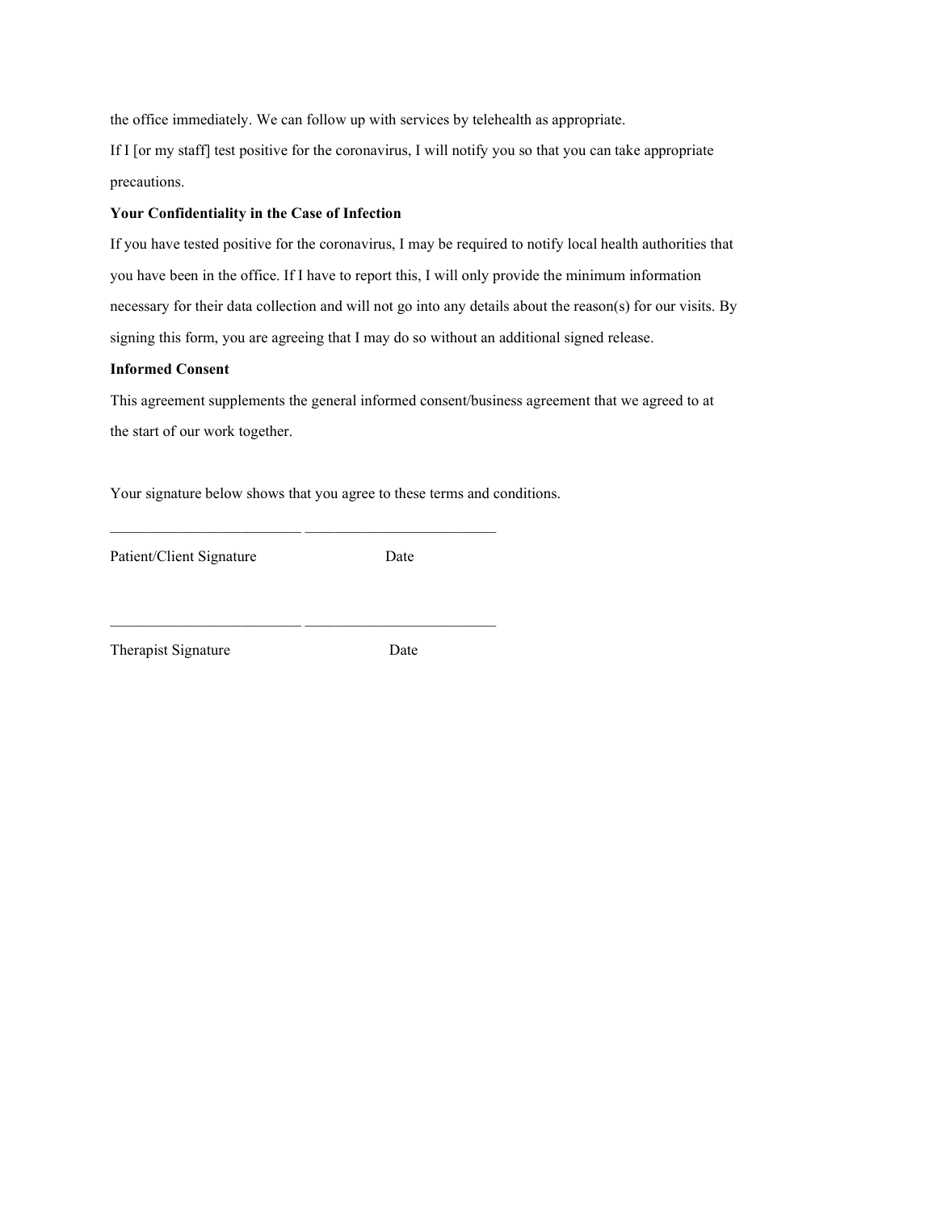the office immediately. We can follow up with services by telehealth as appropriate.

If I [or my staff] test positive for the coronavirus, I will notify you so that you can take appropriate precautions.

**Your Confidentiality in the Case of Infection**

If you have tested positive for the coronavirus, I may be required to notify local health authorities that you have been in the office. If I have to report this, I will only provide the minimum information necessary for their data collection and will not go into any details about the reason(s) for our visits. By signing this form, you are agreeing that I may do so without an additional signed release.

**Informed Consent**

This agreement supplements the general informed consent/business agreement that we agreed to at the start of our work together.

Your signature below shows that you agree to these terms and conditions.

_________________________ _________________________

Patient/Client Signature Date

_________________________ _________________________

Therapist Signature Date